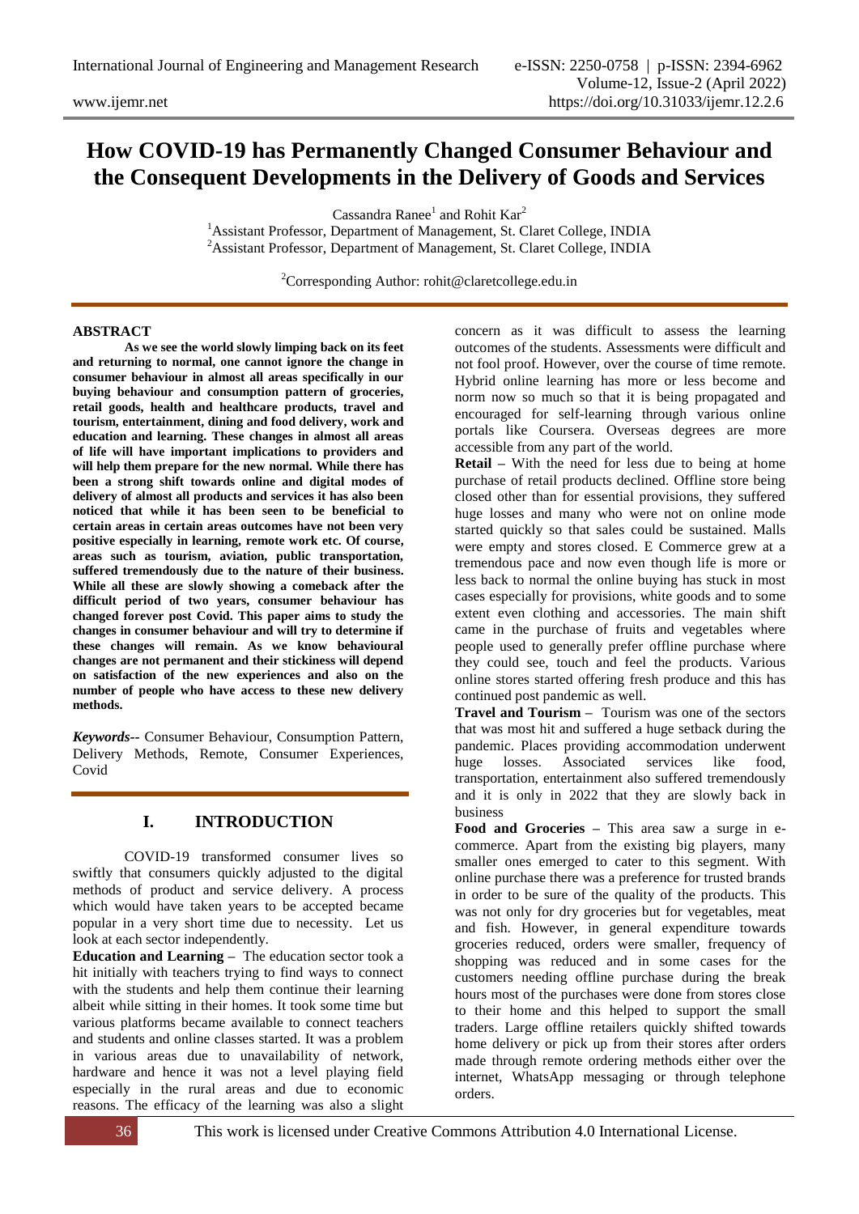# How COVID-19 has Permanently Changed Consumer Behaviour and the Consequent Developments in the Delivery of Goods and Services

Cassandra Ranee[1] and Rohit Kar[2]

[1]Assistant Professor, Department of Management, St. Claret College, INDIA

[2]Assistant Professor, Department of Management, St. Claret College, INDIA

[2]Corresponding Author: rohit@claretcollege.edu.in

## ABSTRACT

**As we see the world slowly limping back on its feet and returning to normal, one cannot ignore the change in consumer behaviour in almost all areas specifically in our buying behaviour and consumption pattern of groceries, retail goods, health and healthcare products, travel and tourism, entertainment, dining and food delivery, work and education and learning. These changes in almost all areas of life will have important implications to providers and will help them prepare for the new normal. While there has been a strong shift towards online and digital modes of delivery of almost all products and services it has also been noticed that while it has been seen to be beneficial to certain areas in certain areas outcomes have not been very positive especially in learning, remote work etc. Of course, areas such as tourism, aviation, public transportation, suffered tremendously due to the nature of their business. While all these are slowly showing a comeback after the difficult period of two years, consumer behaviour has changed forever post Covid. This paper aims to study the changes in consumer behaviour and will try to determine if these changes will remain. As we know behavioural changes are not permanent and their stickiness will depend on satisfaction of the new experiences and also on the number of people who have access to these new delivery methods.**

***Keywords--*** Consumer Behaviour, Consumption Pattern, Delivery Methods, Remote, Consumer Experiences, Covid

## I. INTRODUCTION

COVID-19 transformed consumer lives so swiftly that consumers quickly adjusted to the digital methods of product and service delivery. A process which would have taken years to be accepted became popular in a very short time due to necessity. Let us look at each sector independently.

**Education and Learning –** The education sector took a hit initially with teachers trying to find ways to connect with the students and help them continue their learning albeit while sitting in their homes. It took some time but various platforms became available to connect teachers and students and online classes started. It was a problem in various areas due to unavailability of network, hardware and hence it was not a level playing field especially in the rural areas and due to economic reasons. The efficacy of the learning was also a slight concern as it was difficult to assess the learning outcomes of the students. Assessments were difficult and not fool proof. However, over the course of time remote. Hybrid online learning has more or less become and norm now so much so that it is being propagated and encouraged for self-learning through various online portals like Coursera. Overseas degrees are more accessible from any part of the world.

**Retail –** With the need for less due to being at home purchase of retail products declined. Offline store being closed other than for essential provisions, they suffered huge losses and many who were not on online mode started quickly so that sales could be sustained. Malls were empty and stores closed. E Commerce grew at a tremendous pace and now even though life is more or less back to normal the online buying has stuck in most cases especially for provisions, white goods and to some extent even clothing and accessories. The main shift came in the purchase of fruits and vegetables where people used to generally prefer offline purchase where they could see, touch and feel the products. Various online stores started offering fresh produce and this has continued post pandemic as well.

**Travel and Tourism –** Tourism was one of the sectors that was most hit and suffered a huge setback during the pandemic. Places providing accommodation underwent huge losses. Associated services like food, transportation, entertainment also suffered tremendously and it is only in 2022 that they are slowly back in business

**Food and Groceries –** This area saw a surge in e-commerce. Apart from the existing big players, many smaller ones emerged to cater to this segment. With online purchase there was a preference for trusted brands in order to be sure of the quality of the products. This was not only for dry groceries but for vegetables, meat and fish. However, in general expenditure towards groceries reduced, orders were smaller, frequency of shopping was reduced and in some cases for the customers needing offline purchase during the break hours most of the purchases were done from stores close to their home and this helped to support the small traders. Large offline retailers quickly shifted towards home delivery or pick up from their stores after orders made through remote ordering methods either over the internet, WhatsApp messaging or through telephone orders.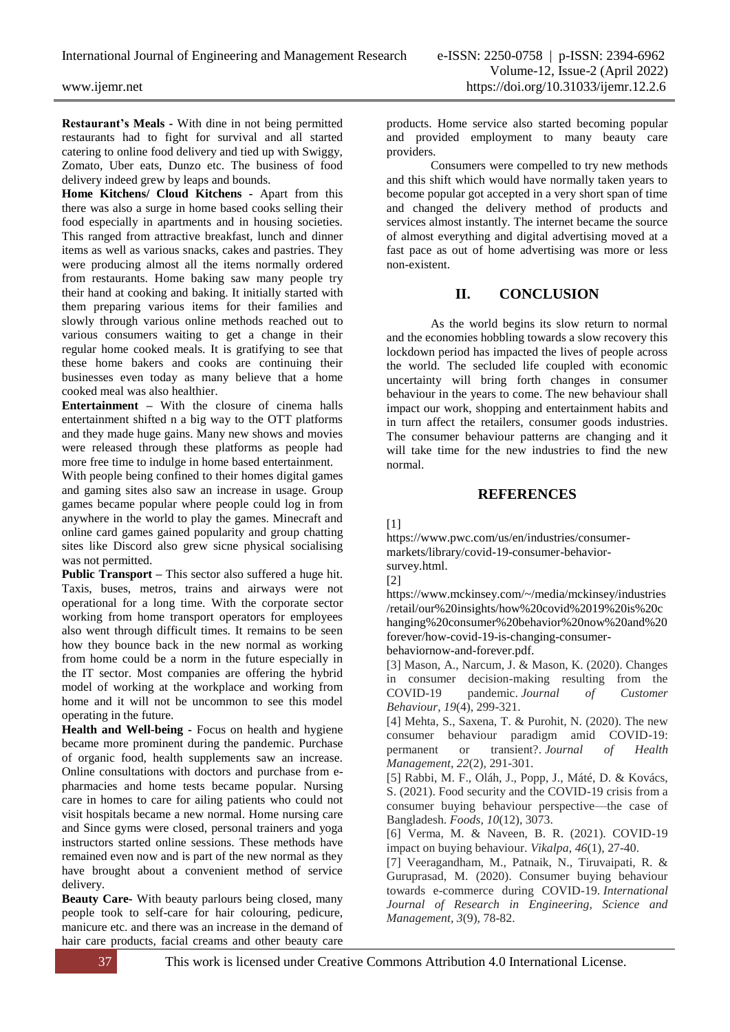**Restaurant's Meals** - With dine in not being permitted restaurants had to fight for survival and all started catering to online food delivery and tied up with Swiggy, Zomato, Uber eats, Dunzo etc. The business of food delivery indeed grew by leaps and bounds.

**Home Kitchens/ Cloud Kitchens** - Apart from this there was also a surge in home based cooks selling their food especially in apartments and in housing societies. This ranged from attractive breakfast, lunch and dinner items as well as various snacks, cakes and pastries. They were producing almost all the items normally ordered from restaurants. Home baking saw many people try their hand at cooking and baking. It initially started with them preparing various items for their families and slowly through various online methods reached out to various consumers waiting to get a change in their regular home cooked meals. It is gratifying to see that these home bakers and cooks are continuing their businesses even today as many believe that a home cooked meal was also healthier.

**Entertainment** – With the closure of cinema halls entertainment shifted n a big way to the OTT platforms and they made huge gains. Many new shows and movies were released through these platforms as people had more free time to indulge in home based entertainment.

With people being confined to their homes digital games and gaming sites also saw an increase in usage. Group games became popular where people could log in from anywhere in the world to play the games. Minecraft and online card games gained popularity and group chatting sites like Discord also grew sicne physical socialising was not permitted.

**Public Transport** – This sector also suffered a huge hit. Taxis, buses, metros, trains and airways were not operational for a long time. With the corporate sector working from home transport operators for employees also went through difficult times. It remains to be seen how they bounce back in the new normal as working from home could be a norm in the future especially in the IT sector. Most companies are offering the hybrid model of working at the workplace and working from home and it will not be uncommon to see this model operating in the future.

**Health and Well-being** - Focus on health and hygiene became more prominent during the pandemic. Purchase of organic food, health supplements saw an increase. Online consultations with doctors and purchase from e-pharmacies and home tests became popular. Nursing care in homes to care for ailing patients who could not visit hospitals became a new normal. Home nursing care and Since gyms were closed, personal trainers and yoga instructors started online sessions. These methods have remained even now and is part of the new normal as they have brought about a convenient method of service delivery.

**Beauty Care**- With beauty parlours being closed, many people took to self-care for hair colouring, pedicure, manicure etc. and there was an increase in the demand of hair care products, facial creams and other beauty care products. Home service also started becoming popular and provided employment to many beauty care providers.

Consumers were compelled to try new methods and this shift which would have normally taken years to become popular got accepted in a very short span of time and changed the delivery method of products and services almost instantly. The internet became the source of almost everything and digital advertising moved at a fast pace as out of home advertising was more or less non-existent.

## II. CONCLUSION

As the world begins its slow return to normal and the economies hobbling towards a slow recovery this lockdown period has impacted the lives of people across the world. The secluded life coupled with economic uncertainty will bring forth changes in consumer behaviour in the years to come. The new behaviour shall impact our work, shopping and entertainment habits and in turn affect the retailers, consumer goods industries. The consumer behaviour patterns are changing and it will take time for the new industries to find the new normal.

## REFERENCES

[1] https://www.pwc.com/us/en/industries/consumer-markets/library/covid-19-consumer-behavior-survey.html.

[2] https://www.mckinsey.com/~/media/mckinsey/industries/retail/our%20insights/how%20covid%2019%20is%20changing%20consumer%20behavior%20now%20and%20forever/how-covid-19-is-changing-consumer-behaviornow-and-forever.pdf.

[3] Mason, A., Narcum, J. & Mason, K. (2020). Changes in consumer decision-making resulting from the COVID-19 pandemic. *Journal of Customer Behaviour*, *19*(4), 299-321.

[4] Mehta, S., Saxena, T. & Purohit, N. (2020). The new consumer behaviour paradigm amid COVID-19: permanent or transient?. *Journal of Health Management*, *22*(2), 291-301.

[5] Rabbi, M. F., Oláh, J., Popp, J., Máté, D. & Kovács, S. (2021). Food security and the COVID-19 crisis from a consumer buying behaviour perspective—the case of Bangladesh. *Foods*, *10*(12), 3073.

[6] Verma, M. & Naveen, B. R. (2021). COVID-19 impact on buying behaviour. *Vikalpa*, *46*(1), 27-40.

[7] Veeragandham, M., Patnaik, N., Tiruvaipati, R. & Guruprasad, M. (2020). Consumer buying behaviour towards e-commerce during COVID-19. *International Journal of Research in Engineering, Science and Management*, *3*(9), 78-82.